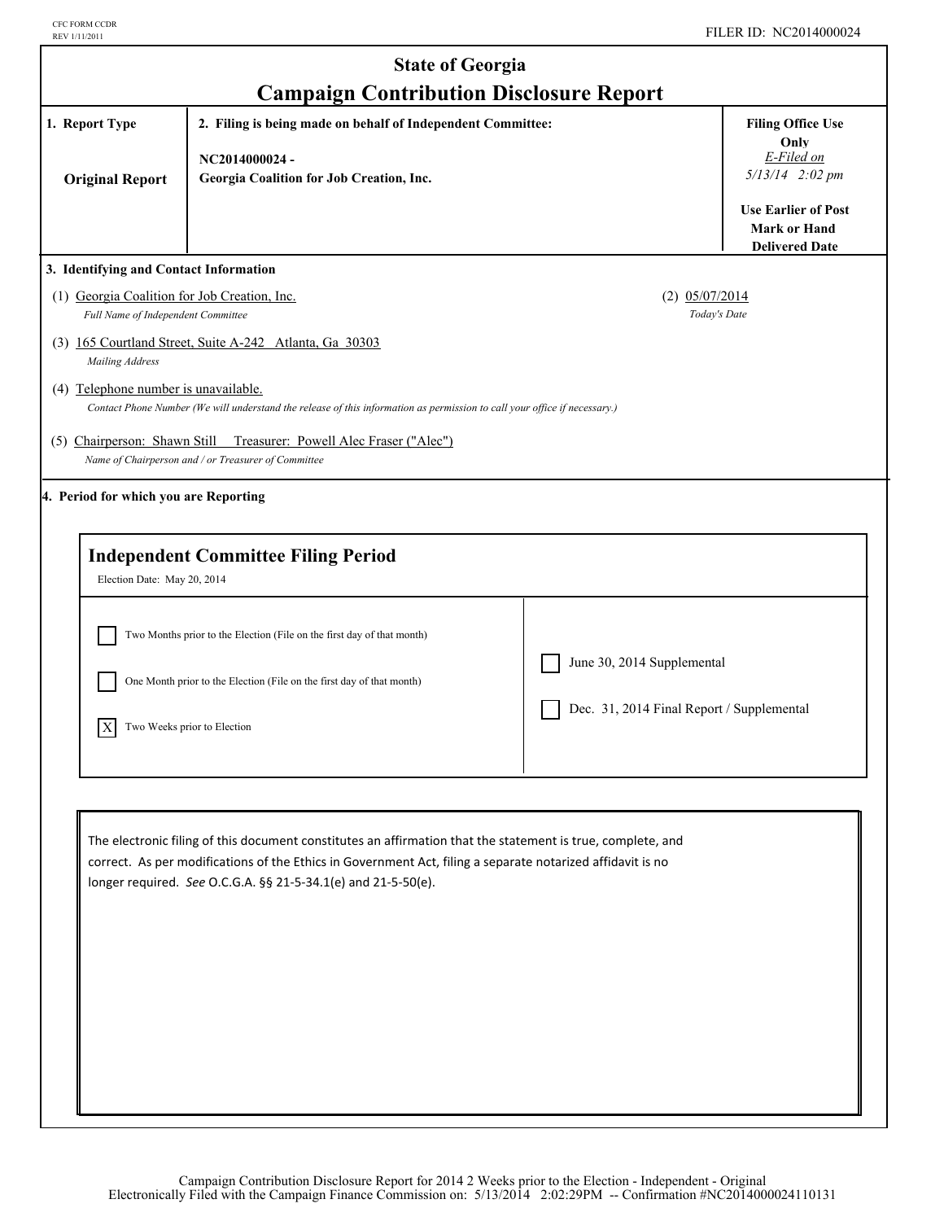CFC FORM CCDR
REV 1/11/2011

FILER ID: NC2014000024

# State of Georgia
# Campaign Contribution Disclosure Report

| 1. Report Type | 2. Filing is being made on behalf of Independent Committee: | Filing Office Use Only |
|---|---|---|
| **Original Report** | NC2014000024 - Georgia Coalition for Job Creation, Inc. | *E-Filed on* *5/13/14 2:02 pm* **Use Earlier of Post Mark or Hand Delivered Date** |

**3. Identifying and Contact Information**

(1) Georgia Coalition for Job Creation, Inc.
*Full Name of Independent Committee*

(2) 05/07/2014
*Today's Date*

(3) 165 Courtland Street, Suite A-242 Atlanta, Ga 30303
*Mailing Address*

(4) Telephone number is unavailable.
*Contact Phone Number (We will understand the release of this information as permission to call your office if necessary.)*

(5) Chairperson: Shawn Still Treasurer: Powell Alec Fraser ("Alec")
*Name of Chairperson and / or Treasurer of Committee*

**4. Period for which you are Reporting**

**Independent Committee Filing Period**

Election Date: May 20, 2014

- [ ] Two Months prior to the Election (File on the first day of that month)
- [ ] One Month prior to the Election (File on the first day of that month)
- [X] Two Weeks prior to Election
- [ ] June 30, 2014 Supplemental
- [ ] Dec. 31, 2014 Final Report / Supplemental

The electronic filing of this document constitutes an affirmation that the statement is true, complete, and correct. As per modifications of the Ethics in Government Act, filing a separate notarized affidavit is no longer required. *See* O.C.G.A. §§ 21-5-34.1(e) and 21-5-50(e).

Campaign Contribution Disclosure Report for 2014 2 Weeks prior to the Election - Independent - Original
Electronically Filed with the Campaign Finance Commission on: 5/13/2014 2:02:29PM -- Confirmation #NC2014000024110131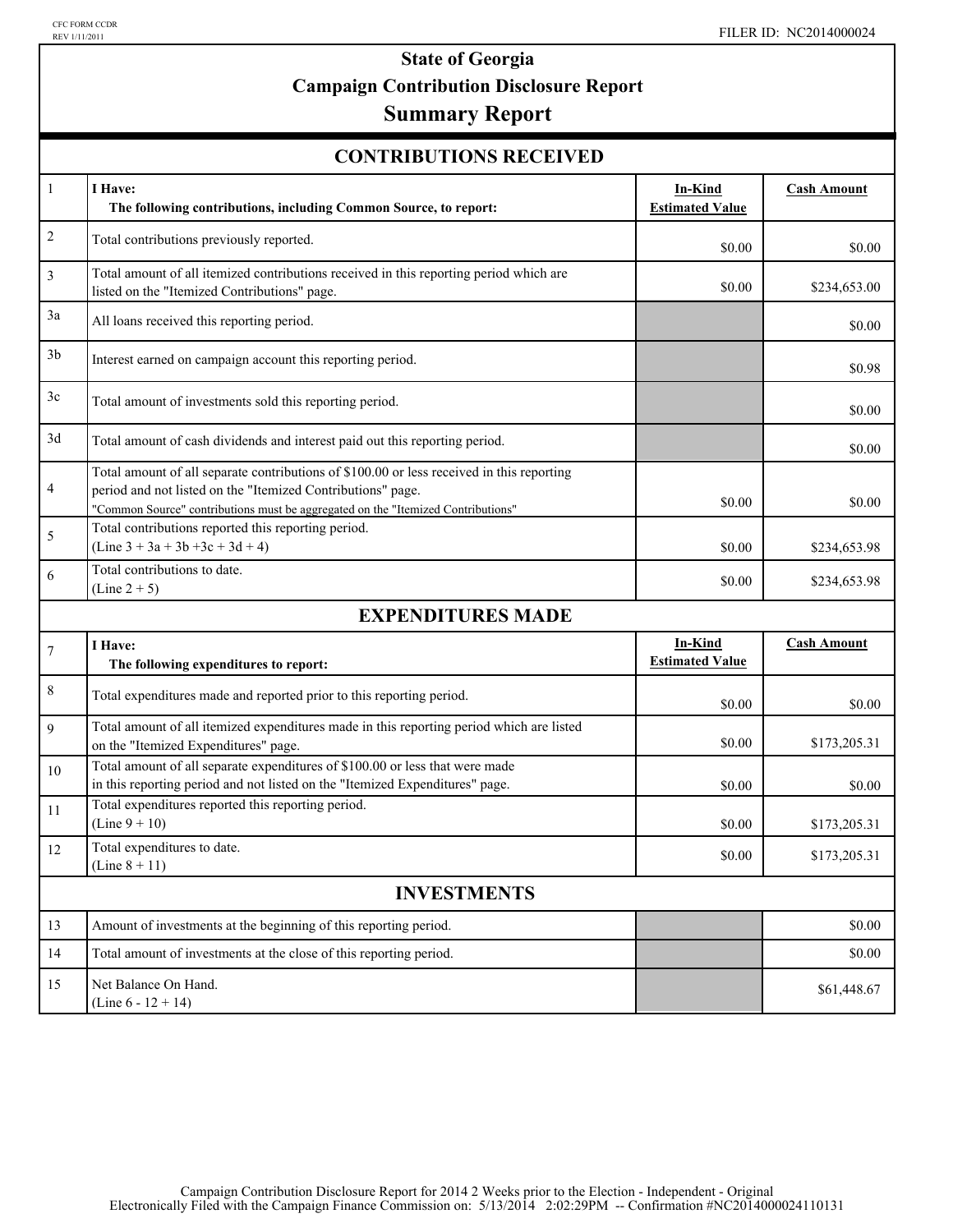CFC FORM CCDR
REV 1/11/2011

FILER ID: NC2014000024

# State of Georgia
## Campaign Contribution Disclosure Report
## Summary Report

### CONTRIBUTIONS RECEIVED

| | | In-Kind Estimated Value | Cash Amount |
|---|---|---|---|
| 1 | **I Have:** **The following contributions, including Common Source, to report:** | | |
| 2 | Total contributions previously reported. | $0.00 | $0.00 |
| 3 | Total amount of all itemized contributions received in this reporting period which are listed on the "Itemized Contributions" page. | $0.00 | $234,653.00 |
| 3a | All loans received this reporting period. | | $0.00 |
| 3b | Interest earned on campaign account this reporting period. | | $0.98 |
| 3c | Total amount of investments sold this reporting period. | | $0.00 |
| 3d | Total amount of cash dividends and interest paid out this reporting period. | | $0.00 |
| 4 | Total amount of all separate contributions of $100.00 or less received in this reporting period and not listed on the "Itemized Contributions" page. "Common Source" contributions must be aggregated on the "Itemized Contributions" | $0.00 | $0.00 |
| 5 | Total contributions reported this reporting period. (Line 3 + 3a + 3b +3c + 3d + 4) | $0.00 | $234,653.98 |
| 6 | Total contributions to date. (Line 2 + 5) | $0.00 | $234,653.98 |

### EXPENDITURES MADE

| | | In-Kind Estimated Value | Cash Amount |
|---|---|---|---|
| 7 | **I Have:** **The following expenditures to report:** | | |
| 8 | Total expenditures made and reported prior to this reporting period. | $0.00 | $0.00 |
| 9 | Total amount of all itemized expenditures made in this reporting period which are listed on the "Itemized Expenditures" page. | $0.00 | $173,205.31 |
| 10 | Total amount of all separate expenditures of $100.00 or less that were made in this reporting period and not listed on the "Itemized Expenditures" page. | $0.00 | $0.00 |
| 11 | Total expenditures reported this reporting period. (Line 9 + 10) | $0.00 | $173,205.31 |
| 12 | Total expenditures to date. (Line 8 + 11) | $0.00 | $173,205.31 |

### INVESTMENTS

| | | | |
|---|---|---|---|
| 13 | Amount of investments at the beginning of this reporting period. | | $0.00 |
| 14 | Total amount of investments at the close of this reporting period. | | $0.00 |
| 15 | Net Balance On Hand. (Line 6 - 12 + 14) | | $61,448.67 |

Campaign Contribution Disclosure Report for 2014 2 Weeks prior to the Election - Independent - Original
Electronically Filed with the Campaign Finance Commission on: 5/13/2014 2:02:29PM -- Confirmation #NC2014000024110131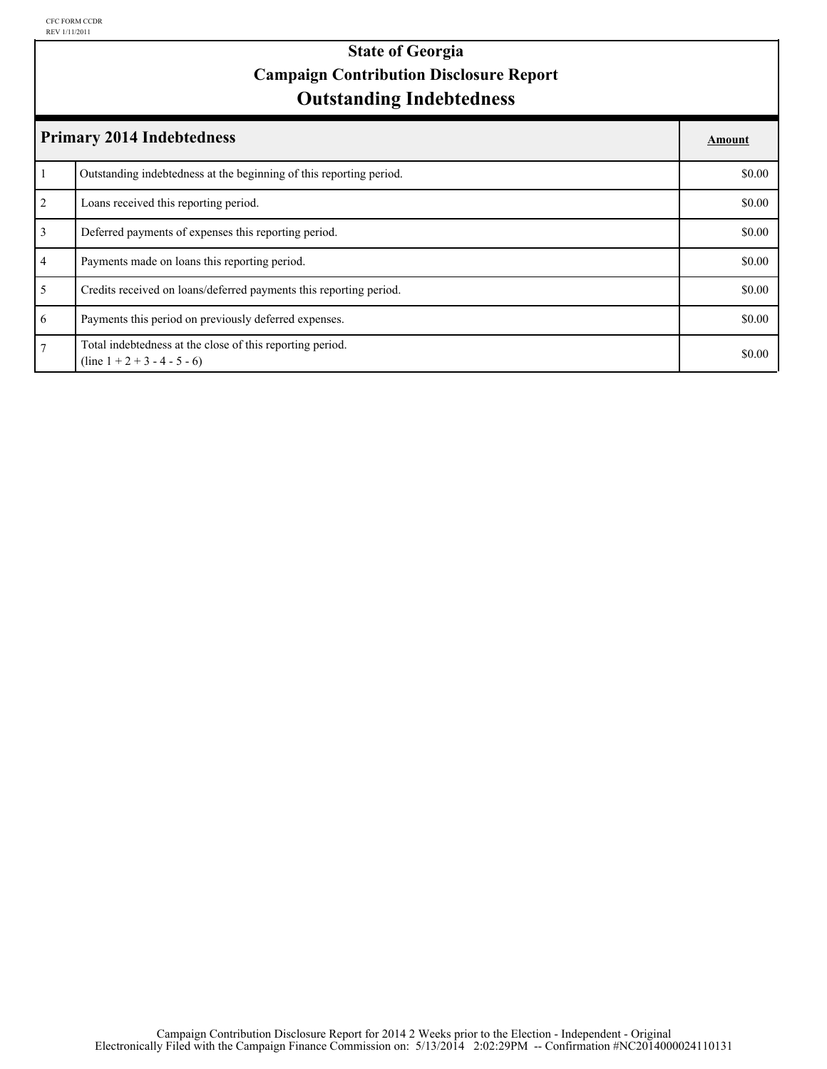CFC FORM CCDR
REV 1/11/2011

# State of Georgia
## Campaign Contribution Disclosure Report
## Outstanding Indebtedness

| | Primary 2014 Indebtedness | Amount |
|---|---|---|
| 1 | Outstanding indebtedness at the beginning of this reporting period. | $0.00 |
| 2 | Loans received this reporting period. | $0.00 |
| 3 | Deferred payments of expenses this reporting period. | $0.00 |
| 4 | Payments made on loans this reporting period. | $0.00 |
| 5 | Credits received on loans/deferred payments this reporting period. | $0.00 |
| 6 | Payments this period on previously deferred expenses. | $0.00 |
| 7 | Total indebtedness at the close of this reporting period. (line 1 + 2 + 3 - 4 - 5 - 6) | $0.00 |

Campaign Contribution Disclosure Report for 2014 2 Weeks prior to the Election - Independent - Original
Electronically Filed with the Campaign Finance Commission on: 5/13/2014 2:02:29PM -- Confirmation #NC2014000024110131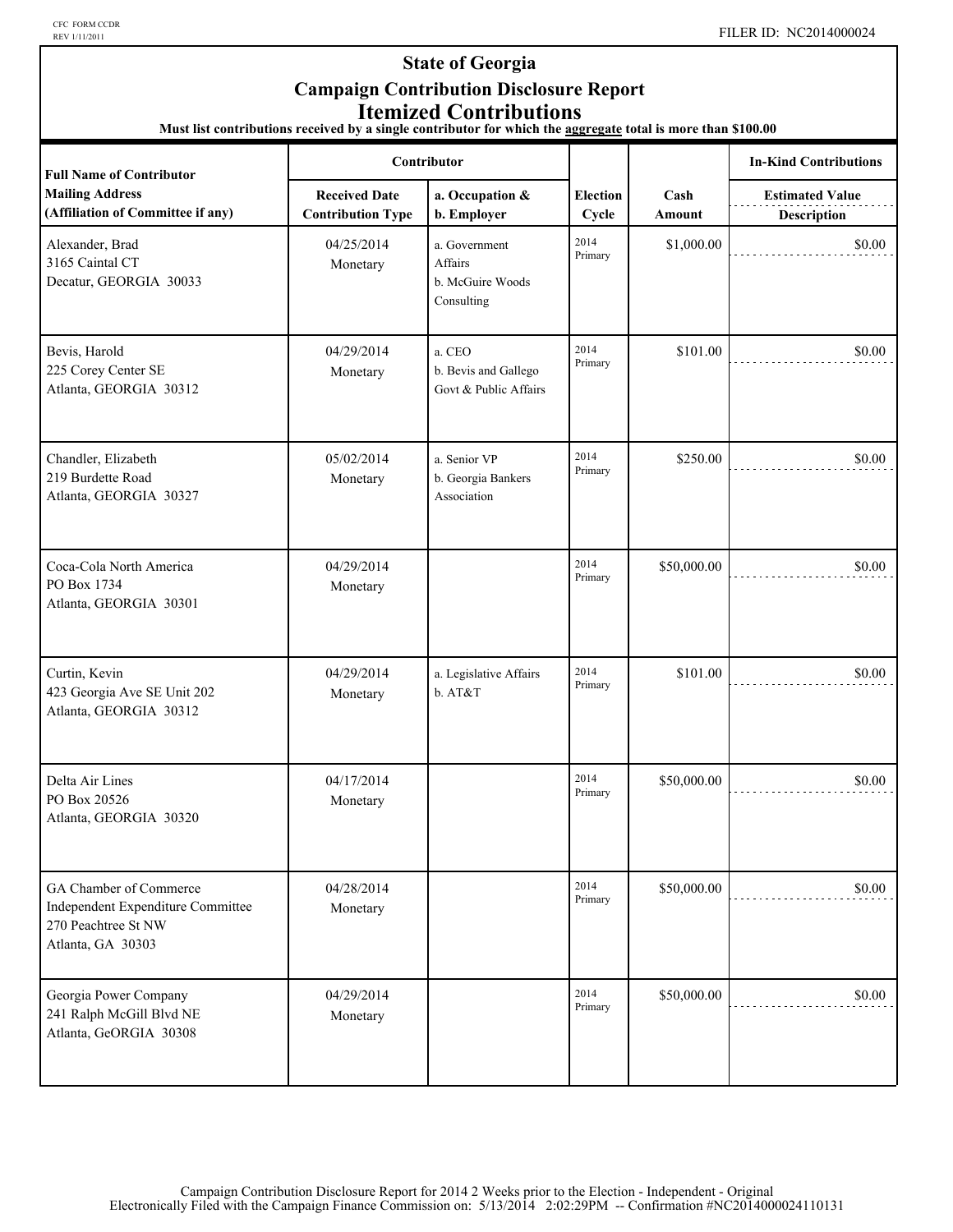CFC FORM CCDR
REV 1/11/2011

FILER ID: NC2014000024

# State of Georgia
## Campaign Contribution Disclosure Report
## Itemized Contributions

**Must list contributions received by a single contributor for which the aggregate total is more than $100.00**

| Full Name of Contributor<br>Mailing Address<br>(Affiliation of Committee if any) | Contributor<br>Received Date<br>Contribution Type | <br>a. Occupation &<br>b. Employer | Election Cycle | Cash Amount | In-Kind Contributions<br>Estimated Value<br>Description |
|---|---|---|---|---|---|
| Alexander, Brad<br>3165 Caintal CT<br>Decatur, GEORGIA 30033 | 04/25/2014<br>Monetary | a. Government Affairs<br>b. McGuire Woods Consulting | 2014 Primary | $1,000.00 | $0.00 |
| Bevis, Harold<br>225 Corey Center SE<br>Atlanta, GEORGIA 30312 | 04/29/2014<br>Monetary | a. CEO<br>b. Bevis and Gallego Govt & Public Affairs | 2014 Primary | $101.00 | $0.00 |
| Chandler, Elizabeth<br>219 Burdette Road<br>Atlanta, GEORGIA 30327 | 05/02/2014<br>Monetary | a. Senior VP<br>b. Georgia Bankers Association | 2014 Primary | $250.00 | $0.00 |
| Coca-Cola North America<br>PO Box 1734<br>Atlanta, GEORGIA 30301 | 04/29/2014<br>Monetary | | 2014 Primary | $50,000.00 | $0.00 |
| Curtin, Kevin<br>423 Georgia Ave SE Unit 202<br>Atlanta, GEORGIA 30312 | 04/29/2014<br>Monetary | a. Legislative Affairs<br>b. AT&T | 2014 Primary | $101.00 | $0.00 |
| Delta Air Lines<br>PO Box 20526<br>Atlanta, GEORGIA 30320 | 04/17/2014<br>Monetary | | 2014 Primary | $50,000.00 | $0.00 |
| GA Chamber of Commerce Independent Expenditure Committee<br>270 Peachtree St NW<br>Atlanta, GA 30303 | 04/28/2014<br>Monetary | | 2014 Primary | $50,000.00 | $0.00 |
| Georgia Power Company<br>241 Ralph McGill Blvd NE<br>Atlanta, GeORGIA 30308 | 04/29/2014<br>Monetary | | 2014 Primary | $50,000.00 | $0.00 |

Campaign Contribution Disclosure Report for 2014 2 Weeks prior to the Election - Independent - Original
Electronically Filed with the Campaign Finance Commission on: 5/13/2014 2:02:29PM -- Confirmation #NC2014000024110131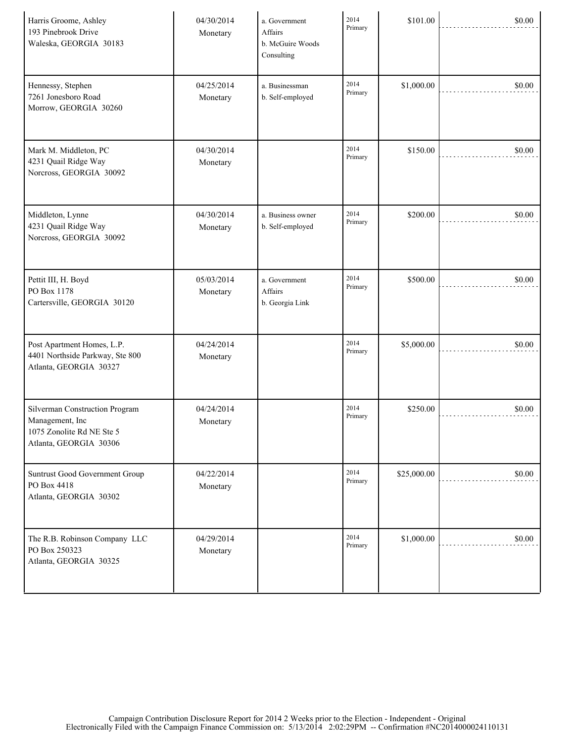| | | | | | |
|---|---|---|---|---|---|
| Harris Groome, Ashley<br>193 Pinebrook Drive<br>Waleska, GEORGIA 30183 | 04/30/2014<br>Monetary | a. Government Affairs<br>b. McGuire Woods Consulting | 2014 Primary | $101.00 | $0.00 |
| Hennessy, Stephen<br>7261 Jonesboro Road<br>Morrow, GEORGIA 30260 | 04/25/2014<br>Monetary | a. Businessman<br>b. Self-employed | 2014 Primary | $1,000.00 | $0.00 |
| Mark M. Middleton, PC<br>4231 Quail Ridge Way<br>Norcross, GEORGIA 30092 | 04/30/2014<br>Monetary | | 2014 Primary | $150.00 | $0.00 |
| Middleton, Lynne<br>4231 Quail Ridge Way<br>Norcross, GEORGIA 30092 | 04/30/2014<br>Monetary | a. Business owner<br>b. Self-employed | 2014 Primary | $200.00 | $0.00 |
| Pettit III, H. Boyd<br>PO Box 1178<br>Cartersville, GEORGIA 30120 | 05/03/2014<br>Monetary | a. Government Affairs<br>b. Georgia Link | 2014 Primary | $500.00 | $0.00 |
| Post Apartment Homes, L.P.<br>4401 Northside Parkway, Ste 800<br>Atlanta, GEORGIA 30327 | 04/24/2014<br>Monetary | | 2014 Primary | $5,000.00 | $0.00 |
| Silverman Construction Program Management, Inc<br>1075 Zonolite Rd NE Ste 5<br>Atlanta, GEORGIA 30306 | 04/24/2014<br>Monetary | | 2014 Primary | $250.00 | $0.00 |
| Suntrust Good Government Group<br>PO Box 4418<br>Atlanta, GEORGIA 30302 | 04/22/2014<br>Monetary | | 2014 Primary | $25,000.00 | $0.00 |
| The R.B. Robinson Company LLC<br>PO Box 250323<br>Atlanta, GEORGIA 30325 | 04/29/2014<br>Monetary | | 2014 Primary | $1,000.00 | $0.00 |

Campaign Contribution Disclosure Report for 2014 2 Weeks prior to the Election - Independent - Original
Electronically Filed with the Campaign Finance Commission on: 5/13/2014 2:02:29PM -- Confirmation #NC2014000024110131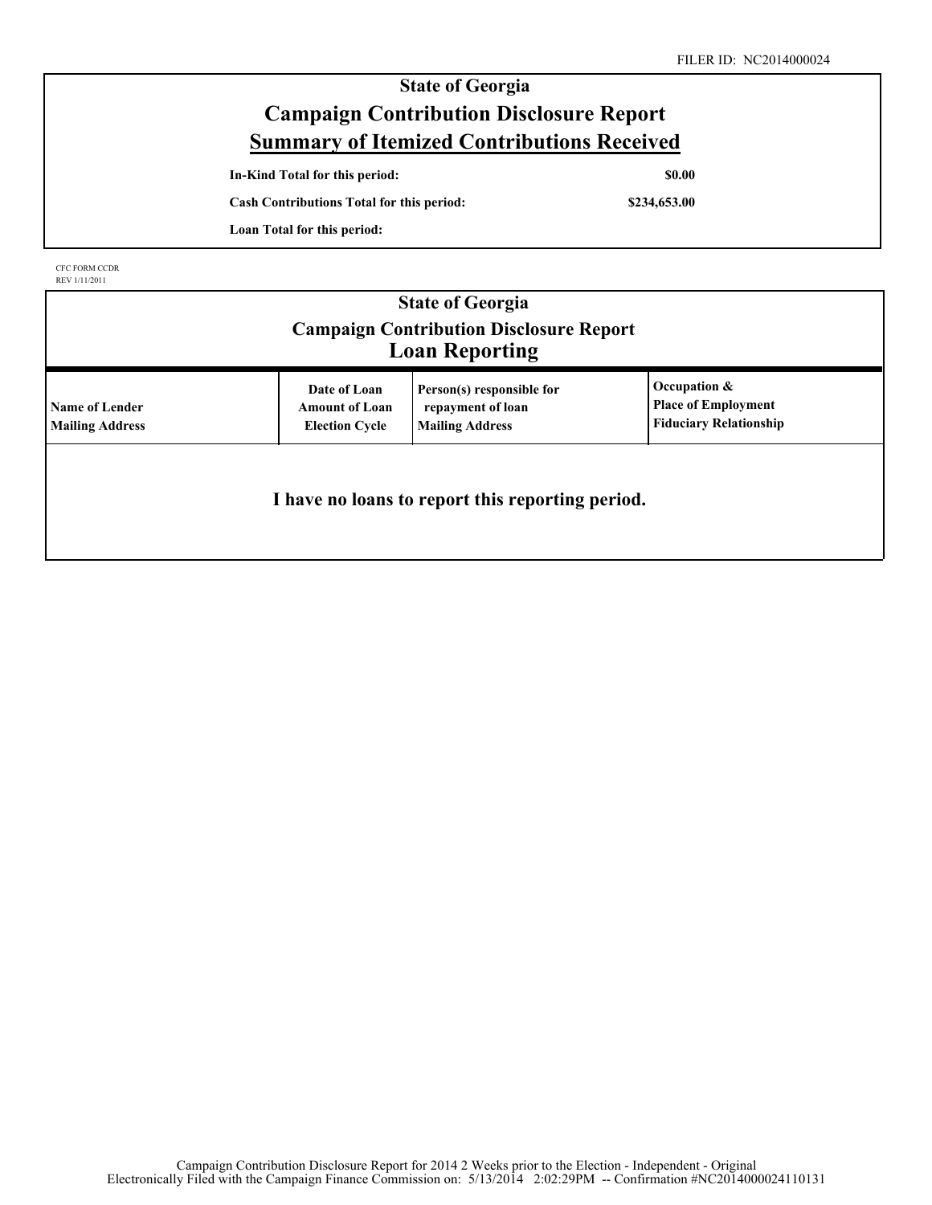FILER ID: NC2014000024

# State of Georgia

## Campaign Contribution Disclosure Report

## Summary of Itemized Contributions Received

| | |
|---|---|
| **In-Kind Total for this period:** | **$0.00** |
| **Cash Contributions Total for this period:** | **$234,653.00** |
| **Loan Total for this period:** | |

CFC FORM CCDR
REV 1/11/2011

# State of Georgia

## Campaign Contribution Disclosure Report

## Loan Reporting

| Name of Lender<br>Mailing Address | Date of Loan<br>Amount of Loan<br>Election Cycle | Person(s) responsible for repayment of loan<br>Mailing Address | Occupation &<br>Place of Employment<br>Fiduciary Relationship |
|---|---|---|---|

**I have no loans to report this reporting period.**

Campaign Contribution Disclosure Report for 2014 2 Weeks prior to the Election - Independent - Original
Electronically Filed with the Campaign Finance Commission on: 5/13/2014 2:02:29PM -- Confirmation #NC2014000024110131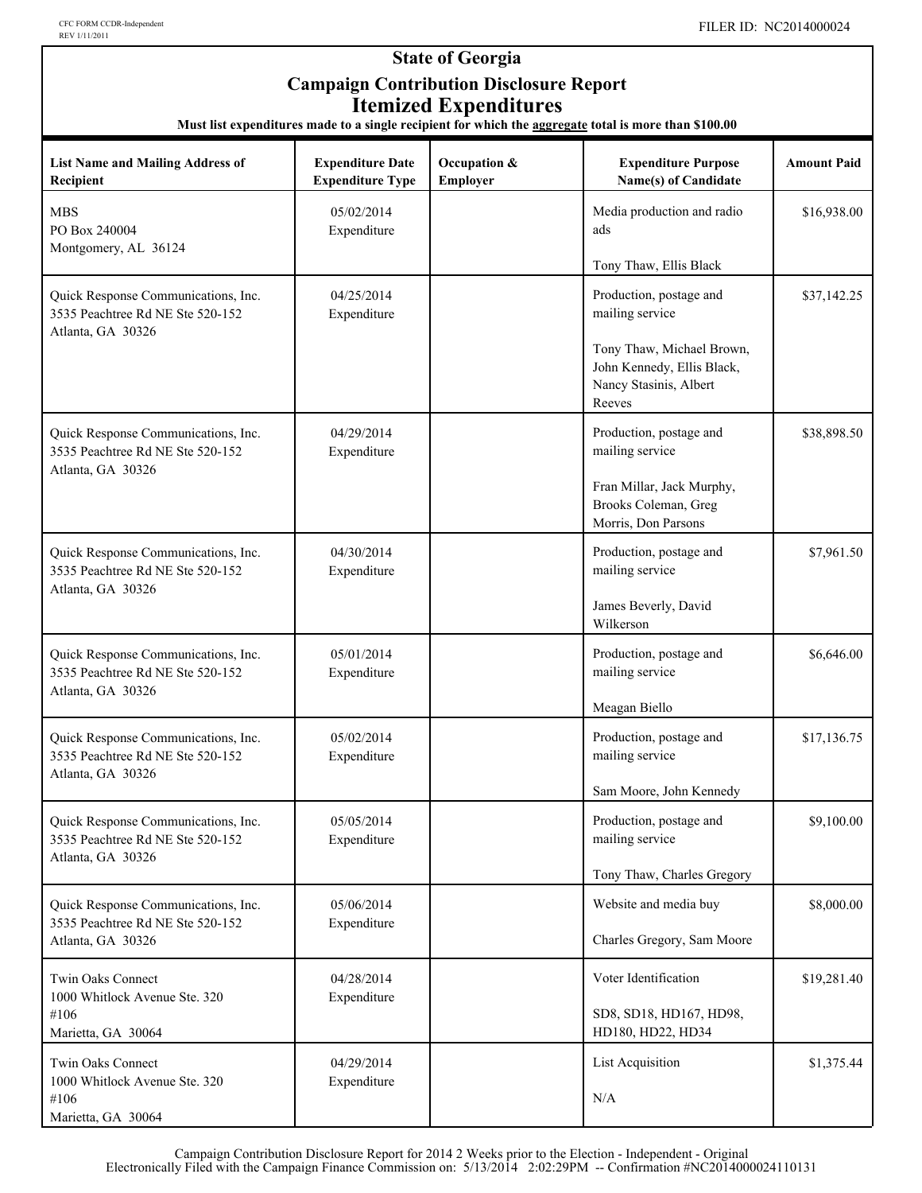CFC FORM CCDR-Independent
REV 1/11/2011

FILER ID: NC2014000024

# State of Georgia
## Campaign Contribution Disclosure Report
## Itemized Expenditures

**Must list expenditures made to a single recipient for which the aggregate total is more than $100.00**

| List Name and Mailing Address of Recipient | Expenditure Date Expenditure Type | Occupation & Employer | Expenditure Purpose Name(s) of Candidate | Amount Paid |
|---|---|---|---|---|
| MBS<br>PO Box 240004<br>Montgomery, AL 36124 | 05/02/2014<br>Expenditure | | Media production and radio ads<br><br>Tony Thaw, Ellis Black | $16,938.00 |
| Quick Response Communications, Inc.<br>3535 Peachtree Rd NE Ste 520-152<br>Atlanta, GA 30326 | 04/25/2014<br>Expenditure | | Production, postage and mailing service<br><br>Tony Thaw, Michael Brown, John Kennedy, Ellis Black, Nancy Stasinis, Albert Reeves | $37,142.25 |
| Quick Response Communications, Inc.<br>3535 Peachtree Rd NE Ste 520-152<br>Atlanta, GA 30326 | 04/29/2014<br>Expenditure | | Production, postage and mailing service<br><br>Fran Millar, Jack Murphy, Brooks Coleman, Greg Morris, Don Parsons | $38,898.50 |
| Quick Response Communications, Inc.<br>3535 Peachtree Rd NE Ste 520-152<br>Atlanta, GA 30326 | 04/30/2014<br>Expenditure | | Production, postage and mailing service<br><br>James Beverly, David Wilkerson | $7,961.50 |
| Quick Response Communications, Inc.<br>3535 Peachtree Rd NE Ste 520-152<br>Atlanta, GA 30326 | 05/01/2014<br>Expenditure | | Production, postage and mailing service<br><br>Meagan Biello | $6,646.00 |
| Quick Response Communications, Inc.<br>3535 Peachtree Rd NE Ste 520-152<br>Atlanta, GA 30326 | 05/02/2014<br>Expenditure | | Production, postage and mailing service<br><br>Sam Moore, John Kennedy | $17,136.75 |
| Quick Response Communications, Inc.<br>3535 Peachtree Rd NE Ste 520-152<br>Atlanta, GA 30326 | 05/05/2014<br>Expenditure | | Production, postage and mailing service<br><br>Tony Thaw, Charles Gregory | $9,100.00 |
| Quick Response Communications, Inc.<br>3535 Peachtree Rd NE Ste 520-152<br>Atlanta, GA 30326 | 05/06/2014<br>Expenditure | | Website and media buy<br><br>Charles Gregory, Sam Moore | $8,000.00 |
| Twin Oaks Connect<br>1000 Whitlock Avenue Ste. 320<br>#106<br>Marietta, GA 30064 | 04/28/2014<br>Expenditure | | Voter Identification<br><br>SD8, SD18, HD167, HD98, HD180, HD22, HD34 | $19,281.40 |
| Twin Oaks Connect<br>1000 Whitlock Avenue Ste. 320<br>#106<br>Marietta, GA 30064 | 04/29/2014<br>Expenditure | | List Acquisition<br><br>N/A | $1,375.44 |

Campaign Contribution Disclosure Report for 2014 2 Weeks prior to the Election - Independent - Original
Electronically Filed with the Campaign Finance Commission on: 5/13/2014 2:02:29PM -- Confirmation #NC2014000024110131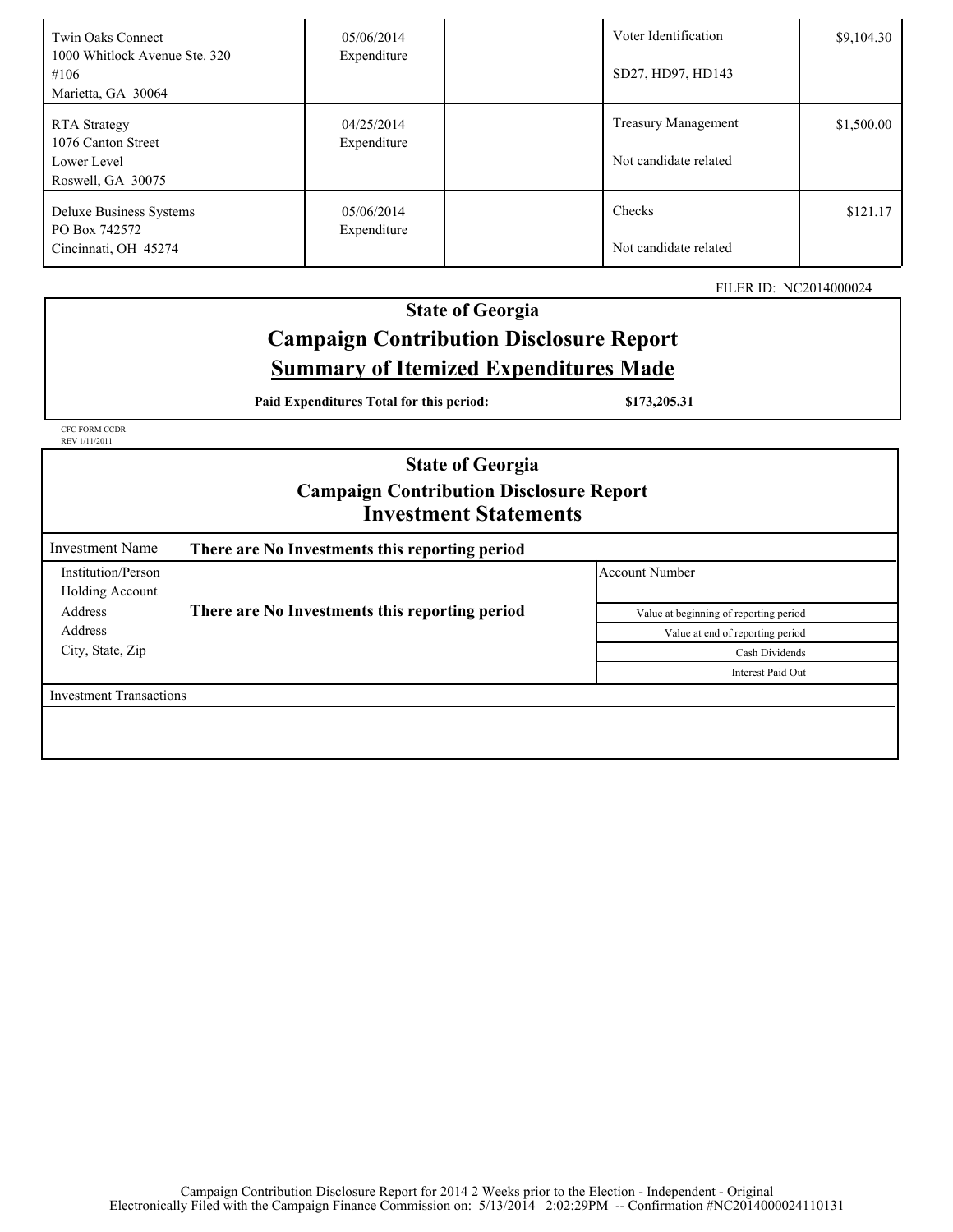| | | | | |
|---|---|---|---|---|
| Twin Oaks Connect<br>1000 Whitlock Avenue Ste. 320<br>#106<br>Marietta, GA 30064 | 05/06/2014<br>Expenditure | | Voter Identification<br><br>SD27, HD97, HD143 | $9,104.30 |
| RTA Strategy<br>1076 Canton Street<br>Lower Level<br>Roswell, GA 30075 | 04/25/2014<br>Expenditure | | Treasury Management<br><br>Not candidate related | $1,500.00 |
| Deluxe Business Systems<br>PO Box 742572<br>Cincinnati, OH 45274 | 05/06/2014<br>Expenditure | | Checks<br><br>Not candidate related | $121.17 |

FILER ID: NC2014000024

# State of Georgia
# Campaign Contribution Disclosure Report
## Summary of Itemized Expenditures Made

**Paid Expenditures Total for this period:** **$173,205.31**

CFC FORM CCDR
REV 1/11/2011

# State of Georgia
## Campaign Contribution Disclosure Report
## Investment Statements

| | | |
|---|---|---|
| Investment Name | **There are No Investments this reporting period** | |
| Institution/Person Holding Account<br>Address<br>Address<br>City, State, Zip | **There are No Investments this reporting period** | Account Number<br>Value at beginning of reporting period<br>Value at end of reporting period<br>Cash Dividends<br>Interest Paid Out |
| Investment Transactions | | |

Campaign Contribution Disclosure Report for 2014 2 Weeks prior to the Election - Independent - Original
Electronically Filed with the Campaign Finance Commission on: 5/13/2014 2:02:29PM -- Confirmation #NC2014000024110131